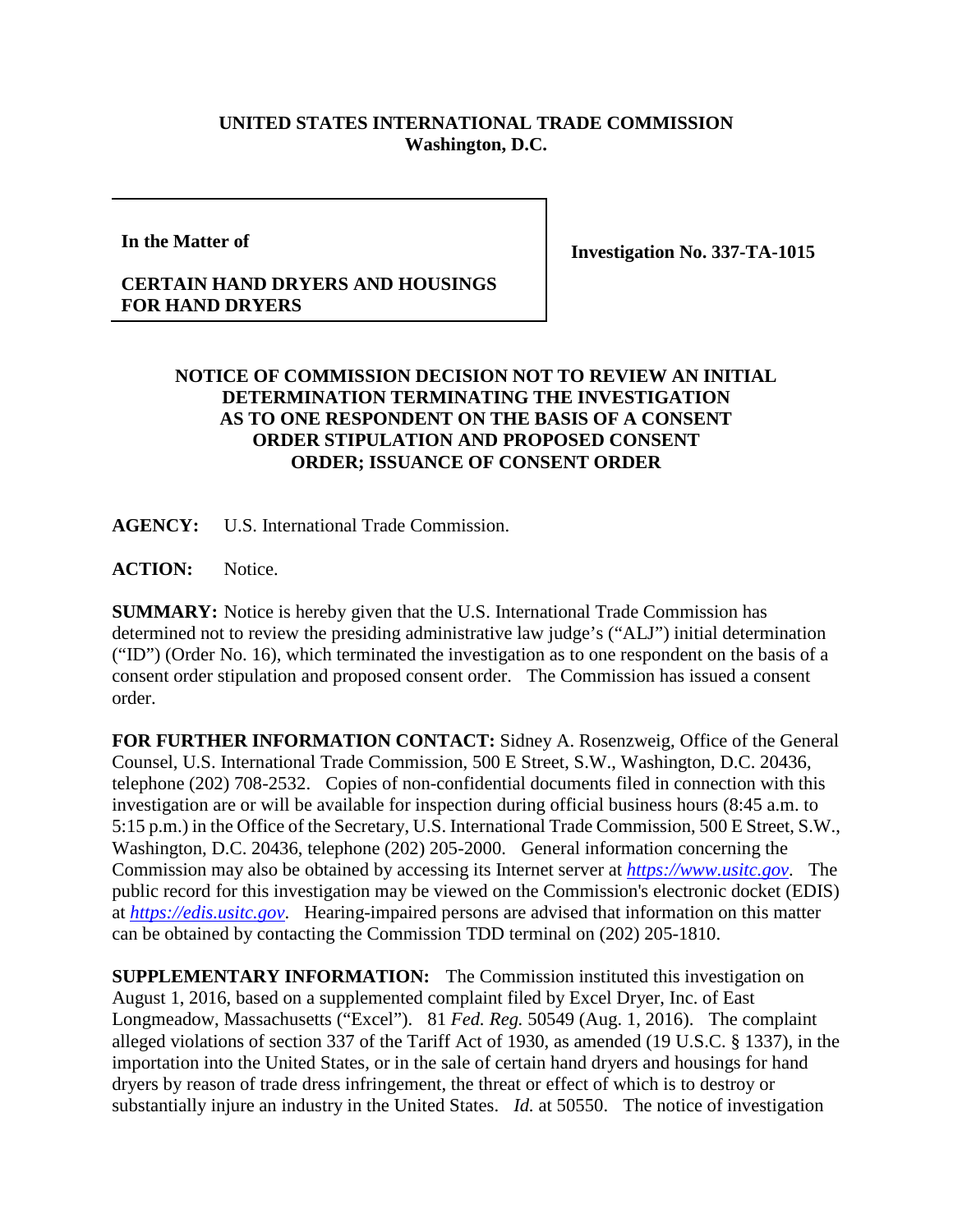**UNITED STATES INTERNATIONAL TRADE COMMISSION**
**Washington, D.C.**

| | |
|---|---|
| **In the Matter of**<br><br>**CERTAIN HAND DRYERS AND HOUSINGS FOR HAND DRYERS** | **Investigation No. 337-TA-1015** |

**NOTICE OF COMMISSION DECISION NOT TO REVIEW AN INITIAL DETERMINATION TERMINATING THE INVESTIGATION AS TO ONE RESPONDENT ON THE BASIS OF A CONSENT ORDER STIPULATION AND PROPOSED CONSENT ORDER; ISSUANCE OF CONSENT ORDER**

**AGENCY:** U.S. International Trade Commission.

**ACTION:** Notice.

**SUMMARY:** Notice is hereby given that the U.S. International Trade Commission has determined not to review the presiding administrative law judge's ("ALJ") initial determination ("ID") (Order No. 16), which terminated the investigation as to one respondent on the basis of a consent order stipulation and proposed consent order. The Commission has issued a consent order.

**FOR FURTHER INFORMATION CONTACT:** Sidney A. Rosenzweig, Office of the General Counsel, U.S. International Trade Commission, 500 E Street, S.W., Washington, D.C. 20436, telephone (202) 708-2532. Copies of non-confidential documents filed in connection with this investigation are or will be available for inspection during official business hours (8:45 a.m. to 5:15 p.m.) in the Office of the Secretary, U.S. International Trade Commission, 500 E Street, S.W., Washington, D.C. 20436, telephone (202) 205-2000. General information concerning the Commission may also be obtained by accessing its Internet server at *https://www.usitc.gov*. The public record for this investigation may be viewed on the Commission's electronic docket (EDIS) at *https://edis.usitc.gov*. Hearing-impaired persons are advised that information on this matter can be obtained by contacting the Commission TDD terminal on (202) 205-1810.

**SUPPLEMENTARY INFORMATION:** The Commission instituted this investigation on August 1, 2016, based on a supplemented complaint filed by Excel Dryer, Inc. of East Longmeadow, Massachusetts ("Excel"). 81 *Fed. Reg.* 50549 (Aug. 1, 2016). The complaint alleged violations of section 337 of the Tariff Act of 1930, as amended (19 U.S.C. § 1337), in the importation into the United States, or in the sale of certain hand dryers and housings for hand dryers by reason of trade dress infringement, the threat or effect of which is to destroy or substantially injure an industry in the United States. *Id.* at 50550. The notice of investigation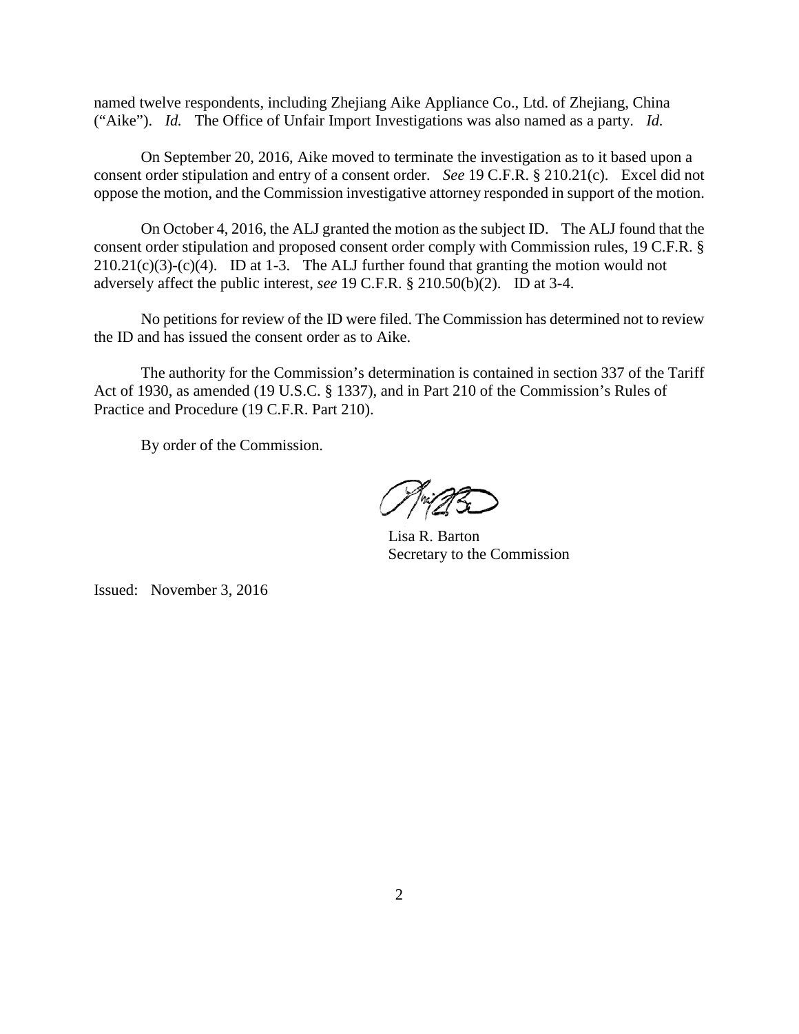named twelve respondents, including Zhejiang Aike Appliance Co., Ltd. of Zhejiang, China ("Aike"). *Id.* The Office of Unfair Import Investigations was also named as a party. *Id.*

On September 20, 2016, Aike moved to terminate the investigation as to it based upon a consent order stipulation and entry of a consent order. *See* 19 C.F.R. § 210.21(c). Excel did not oppose the motion, and the Commission investigative attorney responded in support of the motion.

On October 4, 2016, the ALJ granted the motion as the subject ID. The ALJ found that the consent order stipulation and proposed consent order comply with Commission rules, 19 C.F.R. § 210.21(c)(3)-(c)(4). ID at 1-3. The ALJ further found that granting the motion would not adversely affect the public interest, *see* 19 C.F.R. § 210.50(b)(2). ID at 3-4.

No petitions for review of the ID were filed. The Commission has determined not to review the ID and has issued the consent order as to Aike.

The authority for the Commission's determination is contained in section 337 of the Tariff Act of 1930, as amended (19 U.S.C. § 1337), and in Part 210 of the Commission's Rules of Practice and Procedure (19 C.F.R. Part 210).

By order of the Commission.

Lisa R. Barton
Secretary to the Commission

Issued: November 3, 2016